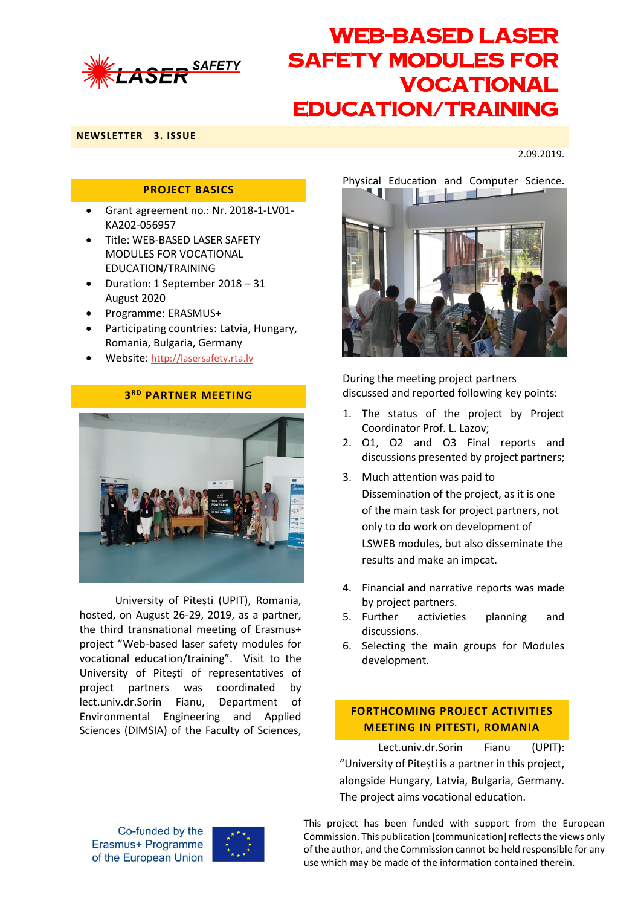# WEB-BASED LASER SAFETY MODULES FOR VOCATIONAL EDUCATION/TRAINING

**NEWSLETTER 3. ISSUE**

2.09.2019.

## PROJECT BASICS

- Grant agreement no.: Nr. 2018-1-LV01-KA202-056957
- Title: WEB-BASED LASER SAFETY MODULES FOR VOCATIONAL EDUCATION/TRAINING
- Duration: 1 September 2018 – 31 August 2020
- Programme: ERASMUS+
- Participating countries: Latvia, Hungary, Romania, Bulgaria, Germany
- Website: http://lasersafety.rta.lv

## 3RD PARTNER MEETING

University of Pitești (UPIT), Romania, hosted, on August 26-29, 2019, as a partner, the third transnational meeting of Erasmus+ project "Web-based laser safety modules for vocational education/training". Visit to the University of Pitești of representatives of project partners was coordinated by lect.univ.dr.Sorin Fianu, Department of Environmental Engineering and Applied Sciences (DIMSIA) of the Faculty of Sciences, Physical Education and Computer Science.

During the meeting project partners discussed and reported following key points:

1. The status of the project by Project Coordinator Prof. L. Lazov;
2. O1, O2 and O3 Final reports and discussions presented by project partners;
3. Much attention was paid to Dissemination of the project, as it is one of the main task for project partners, not only to do work on development of LSWEB modules, but also disseminate the results and make an impcat.
4. Financial and narrative reports was made by project partners.
5. Further activieties planning and discussions.
6. Selecting the main groups for Modules development.

## FORTHCOMING PROJECT ACTIVITIES MEETING IN PITESTI, ROMANIA

Lect.univ.dr.Sorin Fianu (UPIT): "University of Pitești is a partner in this project, alongside Hungary, Latvia, Bulgaria, Germany. The project aims vocational education.

Co-funded by the Erasmus+ Programme of the European Union

This project has been funded with support from the European Commission. This publication [communication] reflects the views only of the author, and the Commission cannot be held responsible for any use which may be made of the information contained therein.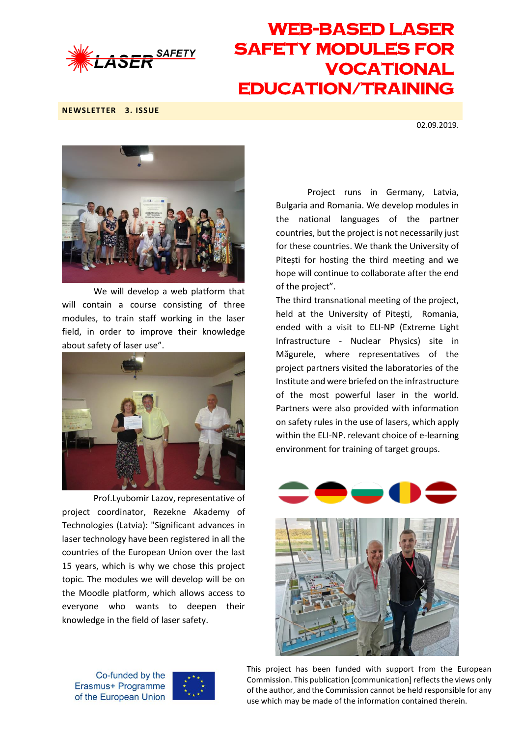# WEB-BASED LASER SAFETY MODULES FOR VOCATIONAL EDUCATION/TRAINING

**NEWSLETTER 3. ISSUE**

02.09.2019.

We will develop a web platform that will contain a course consisting of three modules, to train staff working in the laser field, in order to improve their knowledge about safety of laser use".

Prof.Lyubomir Lazov, representative of project coordinator, Rezekne Akademy of Technologies (Latvia): "Significant advances in laser technology have been registered in all the countries of the European Union over the last 15 years, which is why we chose this project topic. The modules we will develop will be on the Moodle platform, which allows access to everyone who wants to deepen their knowledge in the field of laser safety.

Project runs in Germany, Latvia, Bulgaria and Romania. We develop modules in the national languages of the partner countries, but the project is not necessarily just for these countries. We thank the University of Pitești for hosting the third meeting and we hope will continue to collaborate after the end of the project".

The third transnational meeting of the project, held at the University of Pitești, Romania, ended with a visit to ELI-NP (Extreme Light Infrastructure - Nuclear Physics) site in Măgurele, where representatives of the project partners visited the laboratories of the Institute and were briefed on the infrastructure of the most powerful laser in the world. Partners were also provided with information on safety rules in the use of lasers, which apply within the ELI-NP. relevant choice of e-learning environment for training of target groups.

Co-funded by the Erasmus+ Programme of the European Union

This project has been funded with support from the European Commission. This publication [communication] reflects the views only of the author, and the Commission cannot be held responsible for any use which may be made of the information contained therein.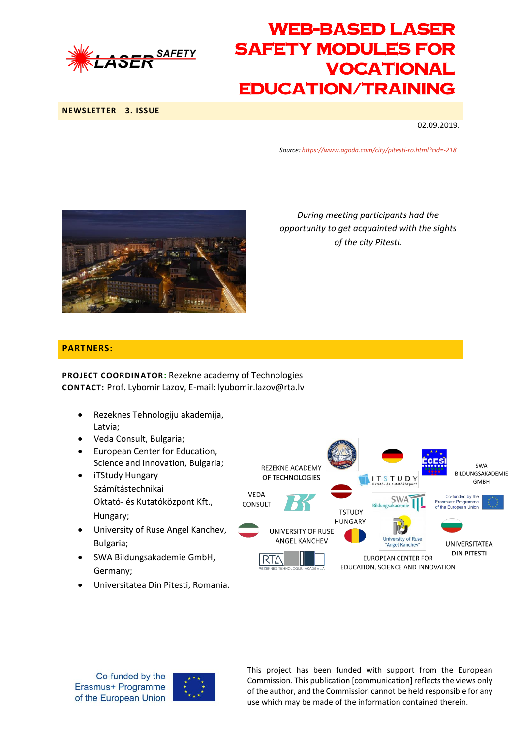**WEB-BASED LASER SAFETY MODULES FOR VOCATIONAL EDUCATION/TRAINING**

**NEWSLETTER 3. ISSUE**

02.09.2019.

*Source: https://www.agoda.com/city/pitesti-ro.html?cid=-218*

*During meeting participants had the opportunity to get acquainted with the sights of the city Pitesti.*

## PARTNERS:

**PROJECT COORDINATOR:** Rezekne academy of Technologies
**CONTACT:** Prof. Lybomir Lazov, E-mail: lyubomir.lazov@rta.lv

- Rezeknes Tehnologiju akademija, Latvia;
- Veda Consult, Bulgaria;
- European Center for Education, Science and Innovation, Bulgaria;
- iTStudy Hungary Számítástechnikai Oktató- és Kutatóközpont Kft., Hungary;
- University of Ruse Angel Kanchev, Bulgaria;
- SWA Bildungsakademie GmbH, Germany;
- Universitatea Din Pitesti, Romania.

Co-funded by the Erasmus+ Programme of the European Union

This project has been funded with support from the European Commission. This publication [communication] reflects the views only of the author, and the Commission cannot be held responsible for any use which may be made of the information contained therein.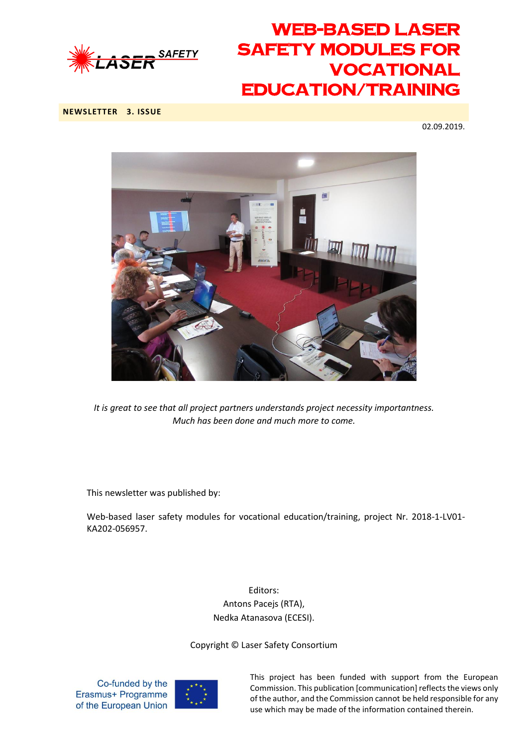# WEB-BASED LASER SAFETY MODULES FOR VOCATIONAL EDUCATION/TRAINING

**NEWSLETTER 3. ISSUE**

02.09.2019.

*It is great to see that all project partners understands project necessity importantness. Much has been done and much more to come.*

This newsletter was published by:

Web-based laser safety modules for vocational education/training, project Nr. 2018-1-LV01-KA202-056957.

Editors:
Antons Pacejs (RTA),
Nedka Atanasova (ECESI).

Copyright © Laser Safety Consortium

Co-funded by the Erasmus+ Programme of the European Union

This project has been funded with support from the European Commission. This publication [communication] reflects the views only of the author, and the Commission cannot be held responsible for any use which may be made of the information contained therein.